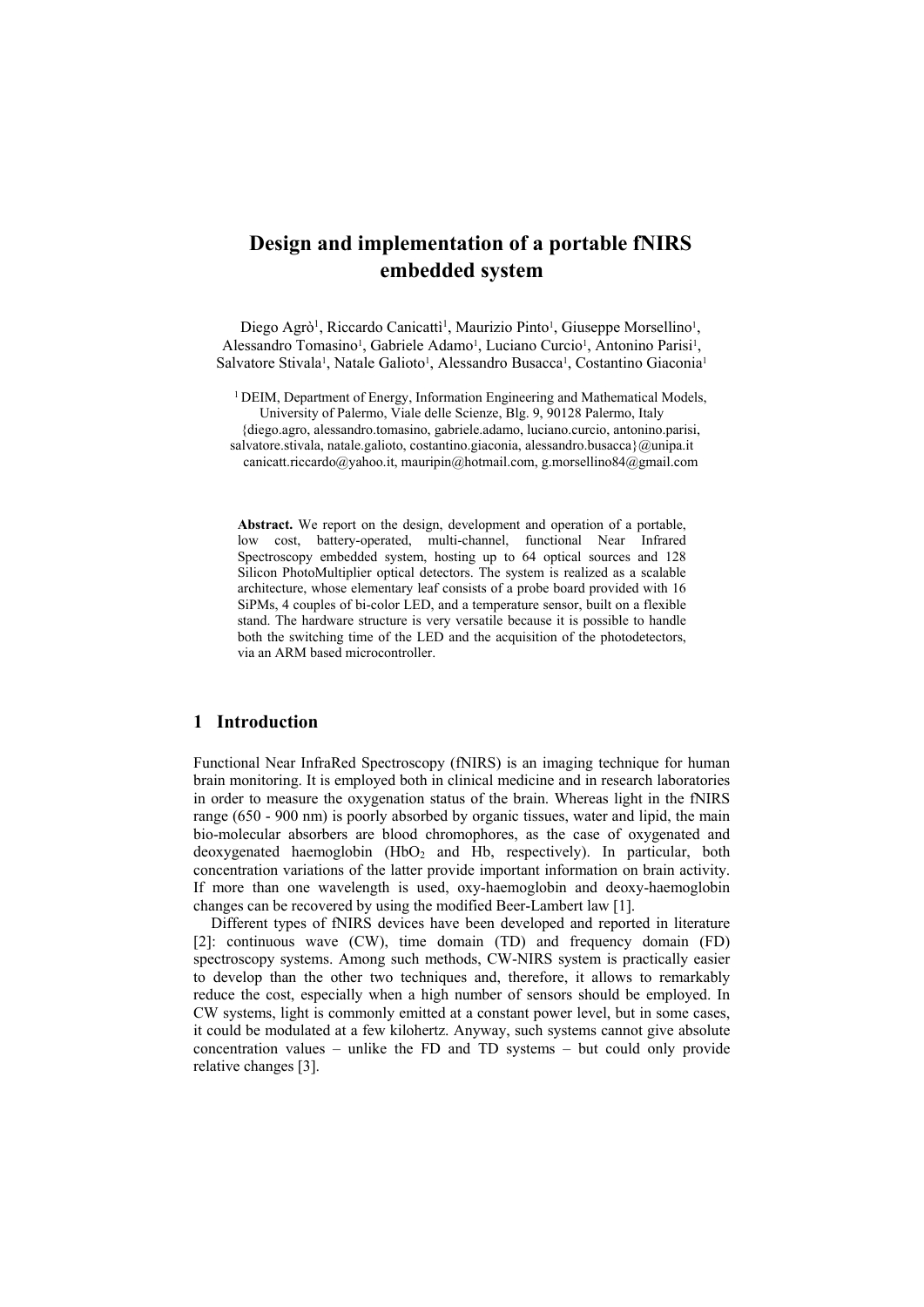# Design and implementation of a portable fNIRS embedded system

Diego Agrò[1], Riccardo Canicattì[1], Maurizio Pinto[1], Giuseppe Morsellino[1], Alessandro Tomasino[1], Gabriele Adamo[1], Luciano Curcio[1], Antonino Parisi[1], Salvatore Stivala[1], Natale Galioto[1], Alessandro Busacca[1], Costantino Giaconia[1]

[1] DEIM, Department of Energy, Information Engineering and Mathematical Models, University of Palermo, Viale delle Scienze, Blg. 9, 90128 Palermo, Italy
{diego.agro, alessandro.tomasino, gabriele.adamo, luciano.curcio, antonino.parisi, salvatore.stivala, natale.galioto, costantino.giaconia, alessandro.busacca}@unipa.it
canicatt.riccardo@yahoo.it, mauripin@hotmail.com, g.morsellino84@gmail.com

**Abstract.** We report on the design, development and operation of a portable, low cost, battery-operated, multi-channel, functional Near Infrared Spectroscopy embedded system, hosting up to 64 optical sources and 128 Silicon PhotoMultiplier optical detectors. The system is realized as a scalable architecture, whose elementary leaf consists of a probe board provided with 16 SiPMs, 4 couples of bi-color LED, and a temperature sensor, built on a flexible stand. The hardware structure is very versatile because it is possible to handle both the switching time of the LED and the acquisition of the photodetectors, via an ARM based microcontroller.

## 1 Introduction

Functional Near InfraRed Spectroscopy (fNIRS) is an imaging technique for human brain monitoring. It is employed both in clinical medicine and in research laboratories in order to measure the oxygenation status of the brain. Whereas light in the fNIRS range (650 - 900 nm) is poorly absorbed by organic tissues, water and lipid, the main bio-molecular absorbers are blood chromophores, as the case of oxygenated and deoxygenated haemoglobin ($HbO_2$ and Hb, respectively). In particular, both concentration variations of the latter provide important information on brain activity. If more than one wavelength is used, oxy-haemoglobin and deoxy-haemoglobin changes can be recovered by using the modified Beer-Lambert law [1].

Different types of fNIRS devices have been developed and reported in literature [2]: continuous wave (CW), time domain (TD) and frequency domain (FD) spectroscopy systems. Among such methods, CW-NIRS system is practically easier to develop than the other two techniques and, therefore, it allows to remarkably reduce the cost, especially when a high number of sensors should be employed. In CW systems, light is commonly emitted at a constant power level, but in some cases, it could be modulated at a few kilohertz. Anyway, such systems cannot give absolute concentration values – unlike the FD and TD systems – but could only provide relative changes [3].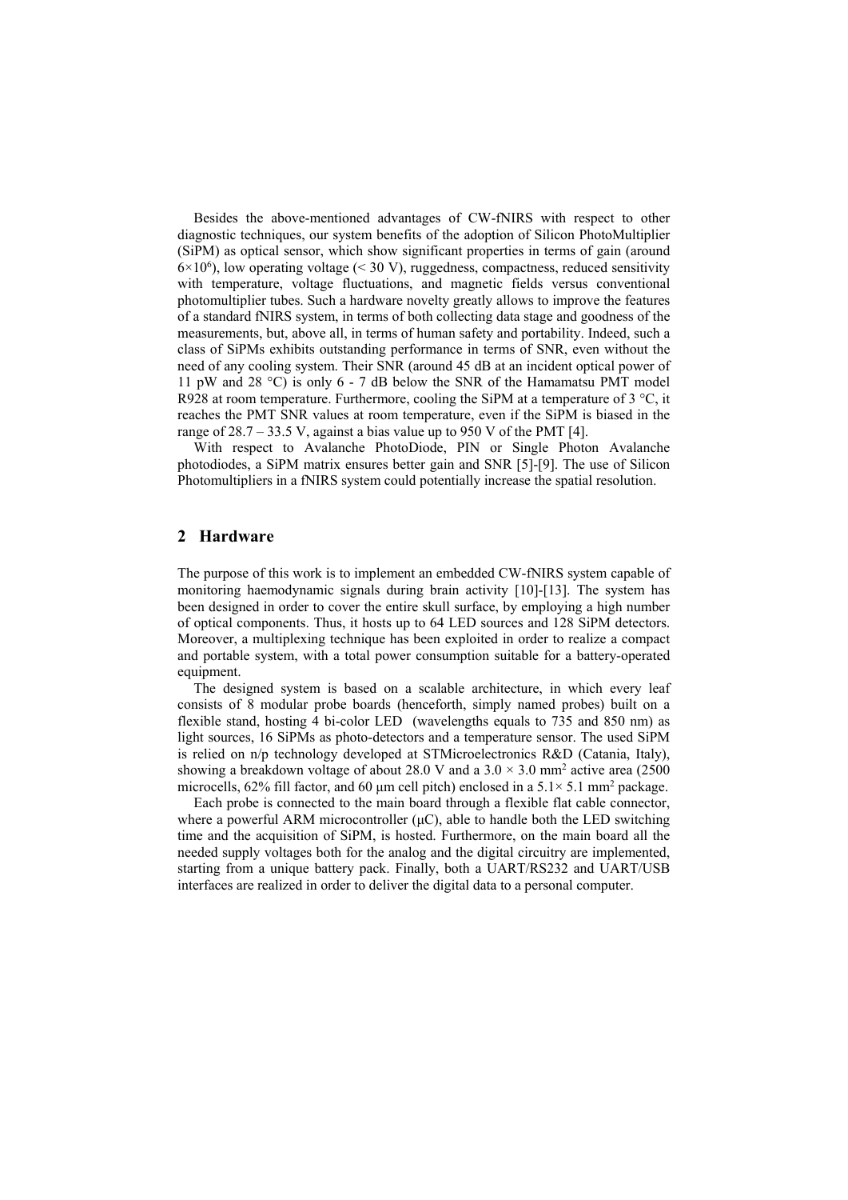Besides the above-mentioned advantages of CW-fNIRS with respect to other diagnostic techniques, our system benefits of the adoption of Silicon PhotoMultiplier (SiPM) as optical sensor, which show significant properties in terms of gain (around $6\times10^6$), low operating voltage (< 30 V), ruggedness, compactness, reduced sensitivity with temperature, voltage fluctuations, and magnetic fields versus conventional photomultiplier tubes. Such a hardware novelty greatly allows to improve the features of a standard fNIRS system, in terms of both collecting data stage and goodness of the measurements, but, above all, in terms of human safety and portability. Indeed, such a class of SiPMs exhibits outstanding performance in terms of SNR, even without the need of any cooling system. Their SNR (around 45 dB at an incident optical power of 11 pW and 28 °C) is only 6 - 7 dB below the SNR of the Hamamatsu PMT model R928 at room temperature. Furthermore, cooling the SiPM at a temperature of 3 °C, it reaches the PMT SNR values at room temperature, even if the SiPM is biased in the range of 28.7 – 33.5 V, against a bias value up to 950 V of the PMT [4].

With respect to Avalanche PhotoDiode, PIN or Single Photon Avalanche photodiodes, a SiPM matrix ensures better gain and SNR [5]-[9]. The use of Silicon Photomultipliers in a fNIRS system could potentially increase the spatial resolution.

## 2 Hardware

The purpose of this work is to implement an embedded CW-fNIRS system capable of monitoring haemodynamic signals during brain activity [10]-[13]. The system has been designed in order to cover the entire skull surface, by employing a high number of optical components. Thus, it hosts up to 64 LED sources and 128 SiPM detectors. Moreover, a multiplexing technique has been exploited in order to realize a compact and portable system, with a total power consumption suitable for a battery-operated equipment.

The designed system is based on a scalable architecture, in which every leaf consists of 8 modular probe boards (henceforth, simply named probes) built on a flexible stand, hosting 4 bi-color LED (wavelengths equals to 735 and 850 nm) as light sources, 16 SiPMs as photo-detectors and a temperature sensor. The used SiPM is relied on n/p technology developed at STMicroelectronics R&D (Catania, Italy), showing a breakdown voltage of about 28.0 V and a $3.0 \times 3.0$ mm$^2$ active area (2500 microcells, 62% fill factor, and 60 μm cell pitch) enclosed in a $5.1\times 5.1$ mm$^2$ package.

Each probe is connected to the main board through a flexible flat cable connector, where a powerful ARM microcontroller (μC), able to handle both the LED switching time and the acquisition of SiPM, is hosted. Furthermore, on the main board all the needed supply voltages both for the analog and the digital circuitry are implemented, starting from a unique battery pack. Finally, both a UART/RS232 and UART/USB interfaces are realized in order to deliver the digital data to a personal computer.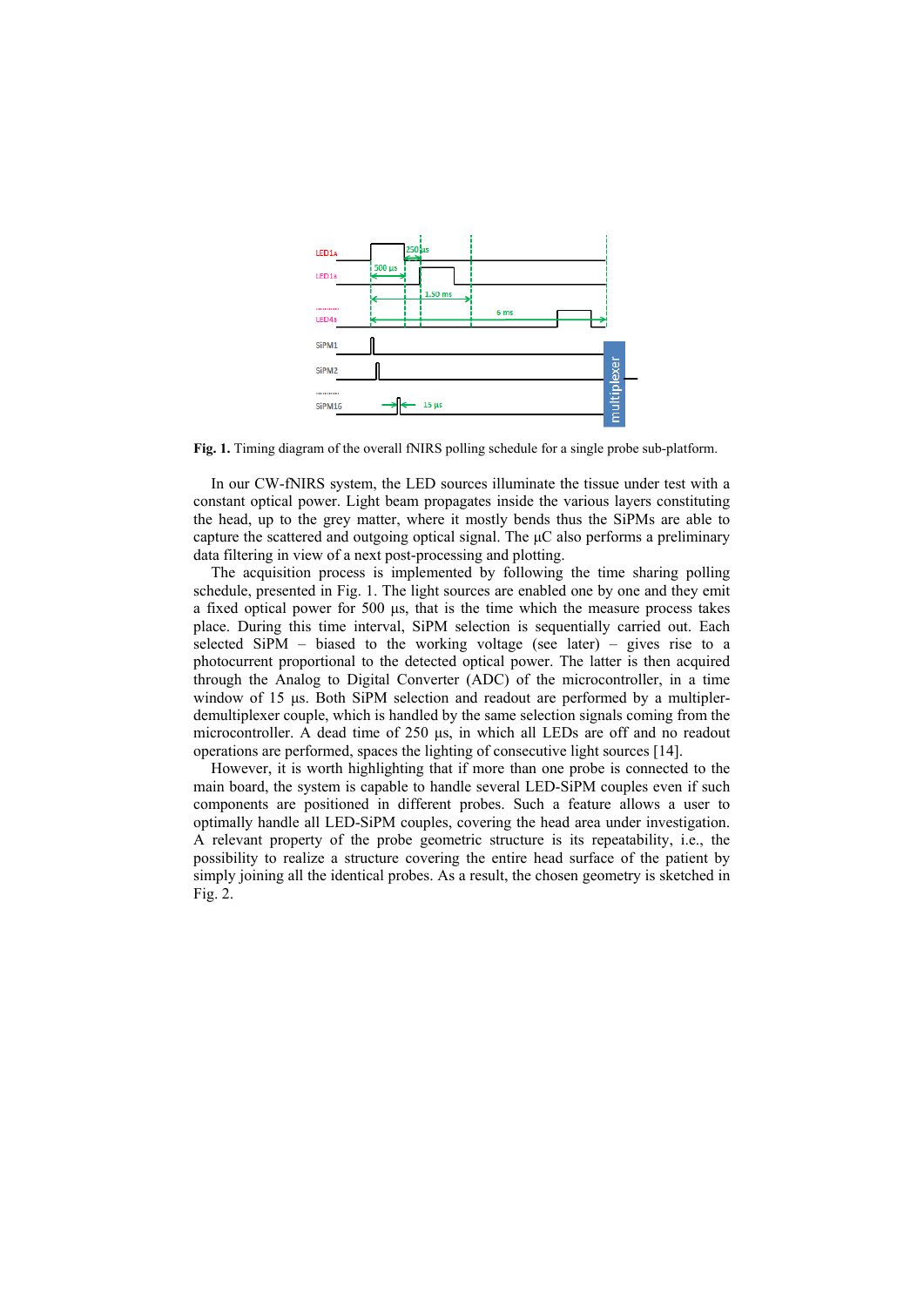**Fig. 1.** Timing diagram of the overall fNIRS polling schedule for a single probe sub-platform.

In our CW-fNIRS system, the LED sources illuminate the tissue under test with a constant optical power. Light beam propagates inside the various layers constituting the head, up to the grey matter, where it mostly bends thus the SiPMs are able to capture the scattered and outgoing optical signal. The µC also performs a preliminary data filtering in view of a next post-processing and plotting.

The acquisition process is implemented by following the time sharing polling schedule, presented in Fig. 1. The light sources are enabled one by one and they emit a fixed optical power for 500 µs, that is the time which the measure process takes place. During this time interval, SiPM selection is sequentially carried out. Each selected SiPM – biased to the working voltage (see later) – gives rise to a photocurrent proportional to the detected optical power. The latter is then acquired through the Analog to Digital Converter (ADC) of the microcontroller, in a time window of 15 µs. Both SiPM selection and readout are performed by a multipler-demultiplexer couple, which is handled by the same selection signals coming from the microcontroller. A dead time of 250 µs, in which all LEDs are off and no readout operations are performed, spaces the lighting of consecutive light sources [14].

However, it is worth highlighting that if more than one probe is connected to the main board, the system is capable to handle several LED-SiPM couples even if such components are positioned in different probes. Such a feature allows a user to optimally handle all LED-SiPM couples, covering the head area under investigation. A relevant property of the probe geometric structure is its repeatability, i.e., the possibility to realize a structure covering the entire head surface of the patient by simply joining all the identical probes. As a result, the chosen geometry is sketched in Fig. 2.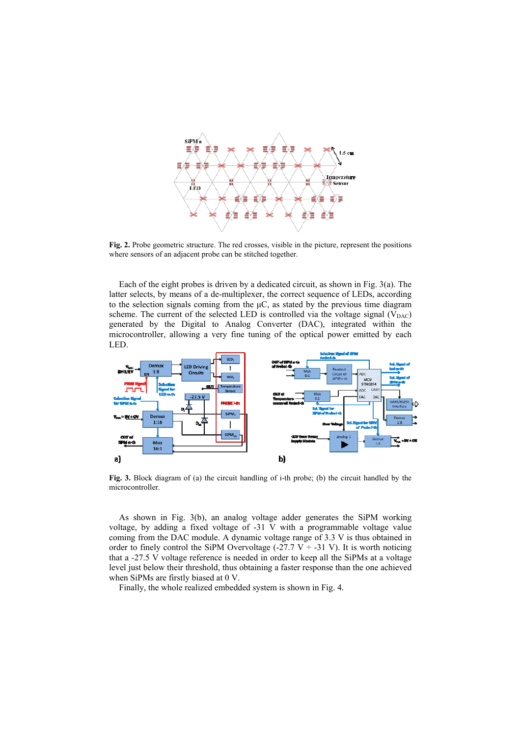**Fig. 2.** Probe geometric structure. The red crosses, visible in the picture, represent the positions where sensors of an adjacent probe can be stitched together.

Each of the eight probes is driven by a dedicated circuit, as shown in Fig. 3(a). The latter selects, by means of a de-multiplexer, the correct sequence of LEDs, according to the selection signals coming from the μC, as stated by the previous time diagram scheme. The current of the selected LED is controlled via the voltage signal ($V_{DAC}$) generated by the Digital to Analog Converter (DAC), integrated within the microcontroller, allowing a very fine tuning of the optical power emitted by each LED.

**Fig. 3.** Block diagram of (a) the circuit handling of i-th probe; (b) the circuit handled by the microcontroller.

As shown in Fig. 3(b), an analog voltage adder generates the SiPM working voltage, by adding a fixed voltage of -31 V with a programmable voltage value coming from the DAC module. A dynamic voltage range of 3.3 V is thus obtained in order to finely control the SiPM Overvoltage (-27.7 V ÷ -31 V). It is worth noticing that a -27.5 V voltage reference is needed in order to keep all the SiPMs at a voltage level just below their threshold, thus obtaining a faster response than the one achieved when SiPMs are firstly biased at 0 V.

Finally, the whole realized embedded system is shown in Fig. 4.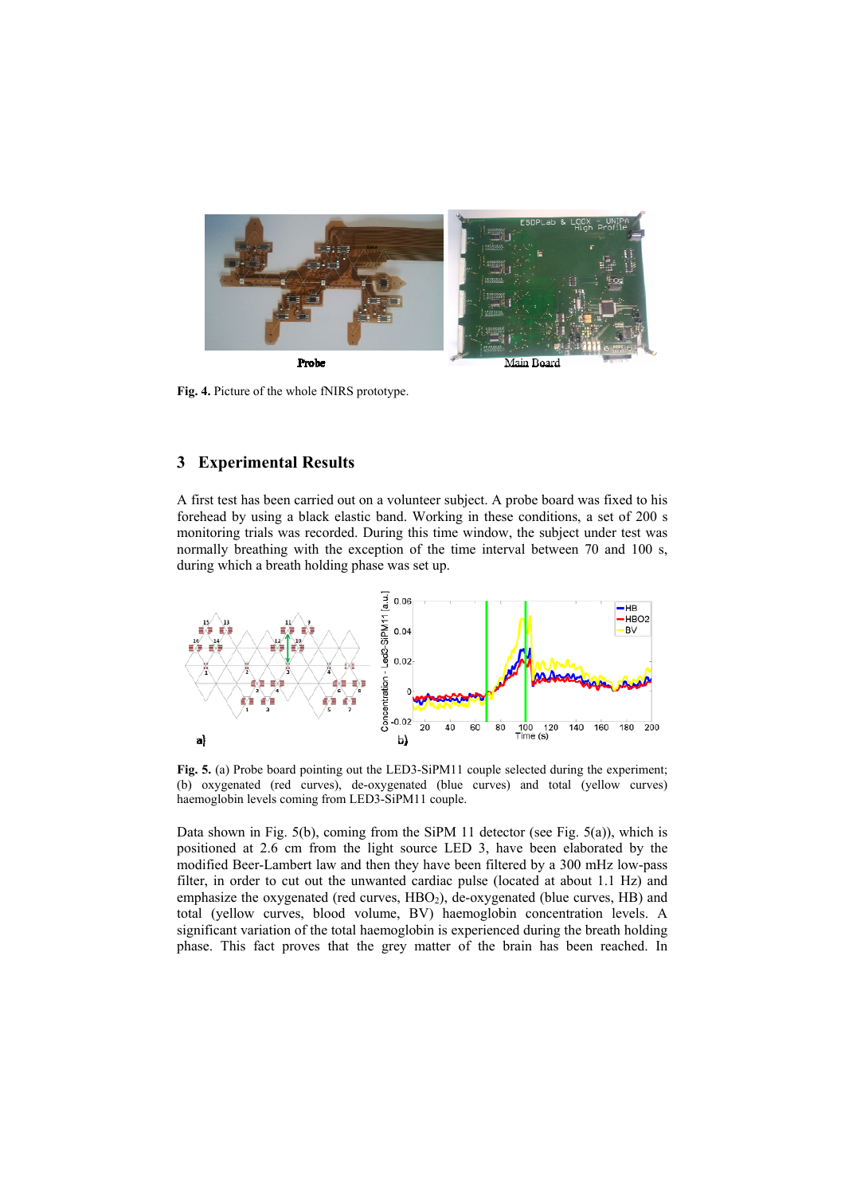**Fig. 4.** Picture of the whole fNIRS prototype.

## 3 Experimental Results

A first test has been carried out on a volunteer subject. A probe board was fixed to his forehead by using a black elastic band. Working in these conditions, a set of 200 s monitoring trials was recorded. During this time window, the subject under test was normally breathing with the exception of the time interval between 70 and 100 s, during which a breath holding phase was set up.

**Fig. 5.** (a) Probe board pointing out the LED3-SiPM11 couple selected during the experiment; (b) oxygenated (red curves), de-oxygenated (blue curves) and total (yellow curves) haemoglobin levels coming from LED3-SiPM11 couple.

Data shown in Fig. 5(b), coming from the SiPM 11 detector (see Fig. 5(a)), which is positioned at 2.6 cm from the light source LED 3, have been elaborated by the modified Beer-Lambert law and then they have been filtered by a 300 mHz low-pass filter, in order to cut out the unwanted cardiac pulse (located at about 1.1 Hz) and emphasize the oxygenated (red curves, $HBO_2$), de-oxygenated (blue curves, HB) and total (yellow curves, blood volume, BV) haemoglobin concentration levels. A significant variation of the total haemoglobin is experienced during the breath holding phase. This fact proves that the grey matter of the brain has been reached. In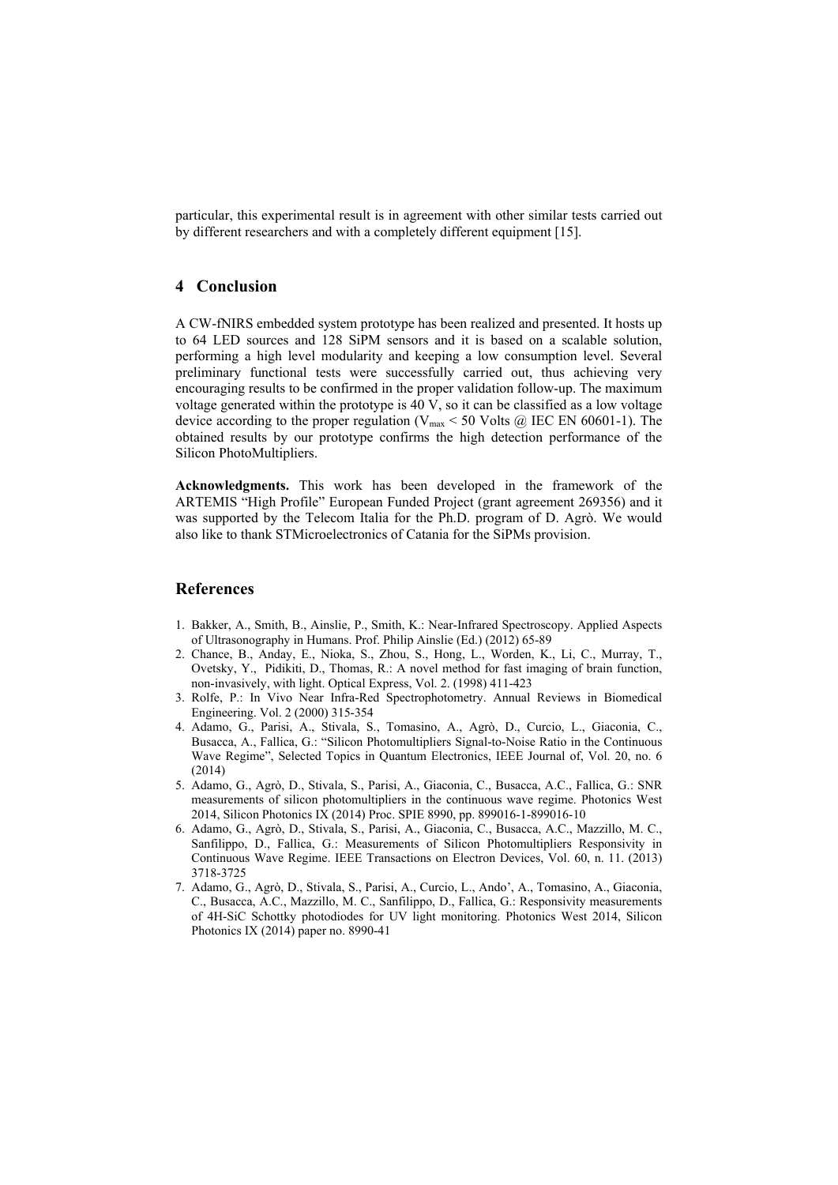particular, this experimental result is in agreement with other similar tests carried out by different researchers and with a completely different equipment [15].

## 4 Conclusion

A CW-fNIRS embedded system prototype has been realized and presented. It hosts up to 64 LED sources and 128 SiPM sensors and it is based on a scalable solution, performing a high level modularity and keeping a low consumption level. Several preliminary functional tests were successfully carried out, thus achieving very encouraging results to be confirmed in the proper validation follow-up. The maximum voltage generated within the prototype is 40 V, so it can be classified as a low voltage device according to the proper regulation ($V_{max}$ < 50 Volts @ IEC EN 60601-1). The obtained results by our prototype confirms the high detection performance of the Silicon PhotoMultipliers.

**Acknowledgments.** This work has been developed in the framework of the ARTEMIS "High Profile" European Funded Project (grant agreement 269356) and it was supported by the Telecom Italia for the Ph.D. program of D. Agrò. We would also like to thank STMicroelectronics of Catania for the SiPMs provision.

## References

1. Bakker, A., Smith, B., Ainslie, P., Smith, K.: Near-Infrared Spectroscopy. Applied Aspects of Ultrasonography in Humans. Prof. Philip Ainslie (Ed.) (2012) 65-89
2. Chance, B., Anday, E., Nioka, S., Zhou, S., Hong, L., Worden, K., Li, C., Murray, T., Ovetsky, Y., Pidikiti, D., Thomas, R.: A novel method for fast imaging of brain function, non-invasively, with light. Optical Express, Vol. 2. (1998) 411-423
3. Rolfe, P.: In Vivo Near Infra-Red Spectrophotometry. Annual Reviews in Biomedical Engineering. Vol. 2 (2000) 315-354
4. Adamo, G., Parisi, A., Stivala, S., Tomasino, A., Agrò, D., Curcio, L., Giaconia, C., Busacca, A., Fallica, G.: "Silicon Photomultipliers Signal-to-Noise Ratio in the Continuous Wave Regime", Selected Topics in Quantum Electronics, IEEE Journal of, Vol. 20, no. 6 (2014)
5. Adamo, G., Agrò, D., Stivala, S., Parisi, A., Giaconia, C., Busacca, A.C., Fallica, G.: SNR measurements of silicon photomultipliers in the continuous wave regime. Photonics West 2014, Silicon Photonics IX (2014) Proc. SPIE 8990, pp. 899016-1-899016-10
6. Adamo, G., Agrò, D., Stivala, S., Parisi, A., Giaconia, C., Busacca, A.C., Mazzillo, M. C., Sanfilippo, D., Fallica, G.: Measurements of Silicon Photomultipliers Responsivity in Continuous Wave Regime. IEEE Transactions on Electron Devices, Vol. 60, n. 11. (2013) 3718-3725
7. Adamo, G., Agrò, D., Stivala, S., Parisi, A., Curcio, L., Ando', A., Tomasino, A., Giaconia, C., Busacca, A.C., Mazzillo, M. C., Sanfilippo, D., Fallica, G.: Responsivity measurements of 4H-SiC Schottky photodiodes for UV light monitoring. Photonics West 2014, Silicon Photonics IX (2014) paper no. 8990-41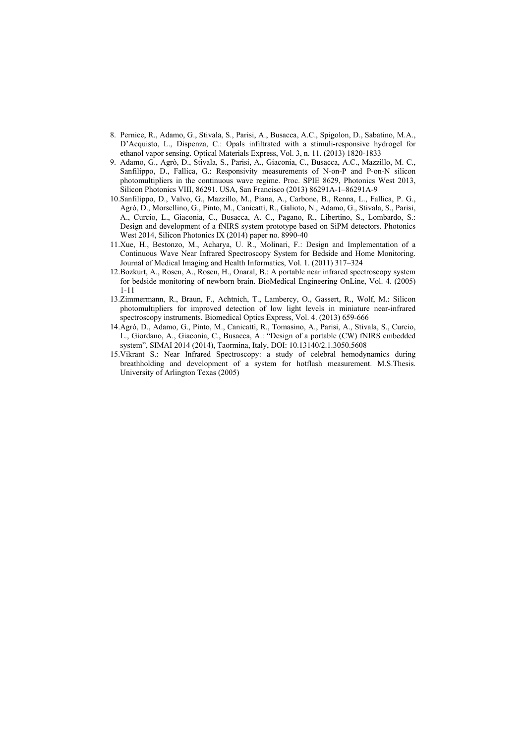8. Pernice, R., Adamo, G., Stivala, S., Parisi, A., Busacca, A.C., Spigolon, D., Sabatino, M.A., D'Acquisto, L., Dispenza, C.: Opals infiltrated with a stimuli-responsive hydrogel for ethanol vapor sensing. Optical Materials Express, Vol. 3, n. 11. (2013) 1820-1833
9. Adamo, G., Agrò, D., Stivala, S., Parisi, A., Giaconia, C., Busacca, A.C., Mazzillo, M. C., Sanfilippo, D., Fallica, G.: Responsivity measurements of N-on-P and P-on-N silicon photomultipliers in the continuous wave regime. Proc. SPIE 8629, Photonics West 2013, Silicon Photonics VIII, 86291. USA, San Francisco (2013) 86291A-1–86291A-9
10. Sanfilippo, D., Valvo, G., Mazzillo, M., Piana, A., Carbone, B., Renna, L., Fallica, P. G., Agrò, D., Morsellino, G., Pinto, M., Canicattì, R., Galioto, N., Adamo, G., Stivala, S., Parisi, A., Curcio, L., Giaconia, C., Busacca, A. C., Pagano, R., Libertino, S., Lombardo, S.: Design and development of a fNIRS system prototype based on SiPM detectors. Photonics West 2014, Silicon Photonics IX (2014) paper no. 8990-40
11. Xue, H., Bestonzo, M., Acharya, U. R., Molinari, F.: Design and Implementation of a Continuous Wave Near Infrared Spectroscopy System for Bedside and Home Monitoring. Journal of Medical Imaging and Health Informatics, Vol. 1. (2011) 317–324
12. Bozkurt, A., Rosen, A., Rosen, H., Onaral, B.: A portable near infrared spectroscopy system for bedside monitoring of newborn brain. BioMedical Engineering OnLine, Vol. 4. (2005) 1-11
13. Zimmermann, R., Braun, F., Achtnich, T., Lambercy, O., Gassert, R., Wolf, M.: Silicon photomultipliers for improved detection of low light levels in miniature near-infrared spectroscopy instruments. Biomedical Optics Express, Vol. 4. (2013) 659-666
14. Agrò, D., Adamo, G., Pinto, M., Canicattì, R., Tomasino, A., Parisi, A., Stivala, S., Curcio, L., Giordano, A., Giaconia, C., Busacca, A.: "Design of a portable (CW) fNIRS embedded system", SIMAI 2014 (2014), Taormina, Italy, DOI: 10.13140/2.1.3050.5608
15. Vikrant S.: Near Infrared Spectroscopy: a study of celebral hemodynamics during breathholding and development of a system for hotflash measurement. M.S.Thesis. University of Arlington Texas (2005)